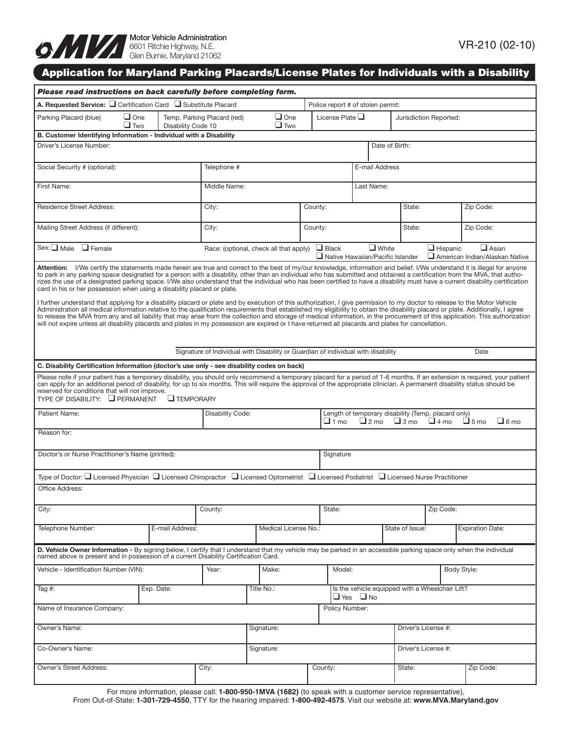Motor Vehicle Administration
6601 Ritchie Highway, N.E.
Glen Burnie, Maryland 21062

VR-210 (02-10)

# Application for Maryland Parking Placards/License Plates for Individuals with a Disability

***Please read instructions on back carefully before completing form.***

**A. Requested Service:** ☐ Certification Card ☐ Substitute Placard | Police report # of stolen permit:

| Parking Placard (blue) ☐ One ☐ Two | Temp. Parking Placard (red) Disability Code 10 ☐ One ☐ Two | License Plate ☐ | Jurisdiction Reported: |
|---|---|---|---|

**B. Customer Identifying Information - Individual with a Disability**

| Driver's License Number: | | | Date of Birth: | |
|---|---|---|---|---|
| Social Security # (optional): | Telephone # | | E-mail Address | |
| First Name: | Middle Name: | | Last Name: | |
| Residence Street Address: | City: | County: | State: | Zip Code: |
| Mailing Street Address (if different): | City: | County: | State: | Zip Code: |

Sex: ☐ Male ☐ Female

Race: (optional, check all that apply) ☐ Black ☐ White ☐ Hispanic ☐ Asian ☐ Native Hawaiian/Pacific Islander ☐ American Indian/Alaskan Native

**Attention:** I/We certify the statements made herein are true and correct to the best of my/our knowledge, information and belief. I/We understand it is illegal for anyone to park in any parking space designated for a person with a disability, other than an individual who has submitted and obtained a certification from the MVA, that authorizes the use of a designated parking space. I/We also understand that the individual who has been certified to have a disability must have a current disability certification card in his or her possession when using a disability placard or plate.

I further understand that applying for a disability placard or plate and by execution of this authorization, I give permission to my doctor to release to the Motor Vehicle Administration all medical information relative to the qualification requirements that established my eligibility to obtain the disability placard or plate. Additionally, I agree to release the MVA from any and all liability that may arise from the collection and storage of medical information, in the procurement of this application. This authorization will not expire unless all disability placards and plates in my possession are expired or I have returned all placards and plates for cancellation.

Signature of Individual with Disability or Guardian of individual with disability ______________________ Date __________

**C. Disability Certification Information (doctor's use only - see disability codes on back)**

Please note if your patient has a temporary disability, you should only recommend a temporary placard for a period of 1-6 months. If an extension is required, your patient can apply for an additional period of disability, for up to six months. This will require the approval of the appropriate clinician. A permanent disability status should be reserved for conditions that will not improve.

TYPE OF DISABILITY: ☐ PERMANENT ☐ TEMPORARY

| Patient Name: | Disability Code: | Length of temporary disability (Temp. placard only) ☐ 1 mo ☐ 2 mo ☐ 3 mo ☐ 4 mo ☐ 5 mo ☐ 6 mo |
|---|---|---|

Reason for:

| Doctor's or Nurse Practitioner's Name (printed): | Signature |
|---|---|

Type of Doctor: ☐ Licensed Physician ☐ Licensed Chiropractor ☐ Licensed Optometrist ☐ Licensed Podiatrist ☐ Licensed Nurse Practitioner

Office Address:

| City: | County: | State: | Zip Code: | |
|---|---|---|---|---|
| Telephone Number: | E-mail Address: | Medical License No.: | State of Issue: | Expiration Date: |

**D. Vehicle Owner Information -** By signing below, I certify that I understand that my vehicle may be parked in an accessible parking space only when the individual named above is present and in possession of a current Disability Certification Card.

| Vehicle - Identification Number (VIN): | Year: | Make: | Model: | Body Style: |
|---|---|---|---|---|
| Tag #: | Exp. Date: | Title No.: | Is the vehicle equipped with a Wheelchair Lift? ☐ Yes ☐ No | |
| Name of Insurance Company: | | | Policy Number: | |

| Owner's Name: | Signature: | Driver's License #: | |
|---|---|---|---|
| Co-Owner's Name: | Signature: | Driver's License #: | |
| Owner's Street Address: | City: | County: | State: | Zip Code: |

For more information, please call: **1-800-950-1MVA (1682)** (to speak with a customer service representative),
From Out-of-State: **1-301-729-4550**, TTY for the hearing impaired: **1-800-492-4575**. Visit our website at: **www.MVA.Maryland.gov**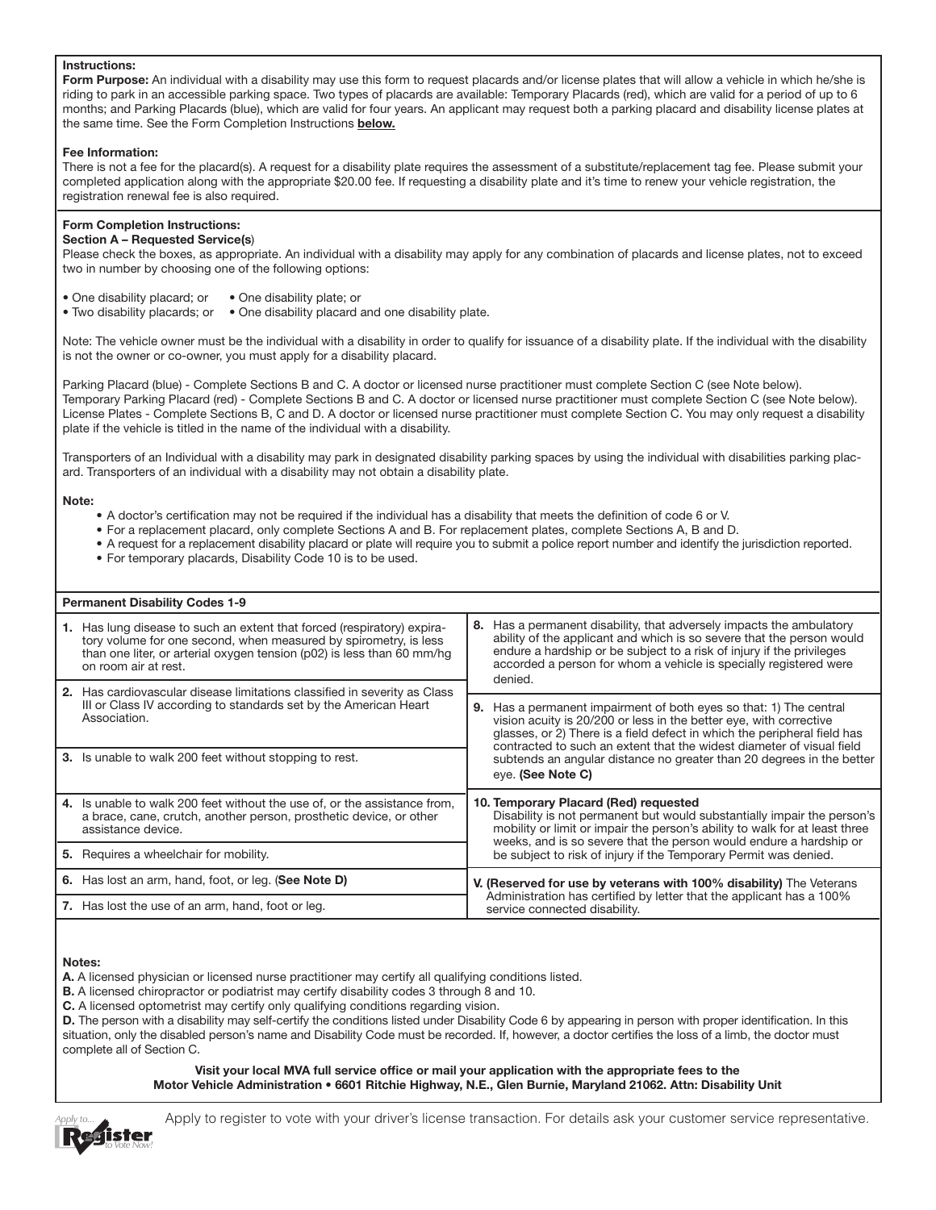**Instructions:**

**Form Purpose:** An individual with a disability may use this form to request placards and/or license plates that will allow a vehicle in which he/she is riding to park in an accessible parking space. Two types of placards are available: Temporary Placards (red), which are valid for a period of up to 6 months; and Parking Placards (blue), which are valid for four years. An applicant may request both a parking placard and disability license plates at the same time. See the Form Completion Instructions **below.**

**Fee Information:**

There is not a fee for the placard(s). A request for a disability plate requires the assessment of a substitute/replacement tag fee. Please submit your completed application along with the appropriate $20.00 fee. If requesting a disability plate and it's time to renew your vehicle registration, the registration renewal fee is also required.

**Form Completion Instructions:**

**Section A – Requested Service(s)**

Please check the boxes, as appropriate. An individual with a disability may apply for any combination of placards and license plates, not to exceed two in number by choosing one of the following options:

- One disability placard; or
- Two disability placards; or
- One disability plate; or
- One disability placard and one disability plate.

Note: The vehicle owner must be the individual with a disability in order to qualify for issuance of a disability plate. If the individual with the disability is not the owner or co-owner, you must apply for a disability placard.

Parking Placard (blue) - Complete Sections B and C. A doctor or licensed nurse practitioner must complete Section C (see Note below).
Temporary Parking Placard (red) - Complete Sections B and C. A doctor or licensed nurse practitioner must complete Section C (see Note below).
License Plates - Complete Sections B, C and D. A doctor or licensed nurse practitioner must complete Section C. You may only request a disability plate if the vehicle is titled in the name of the individual with a disability.

Transporters of an Individual with a disability may park in designated disability parking spaces by using the individual with disabilities parking placard. Transporters of an individual with a disability may not obtain a disability plate.

**Note:**

- A doctor's certification may not be required if the individual has a disability that meets the definition of code 6 or V.
- For a replacement placard, only complete Sections A and B. For replacement plates, complete Sections A, B and D.
- A request for a replacement disability placard or plate will require you to submit a police report number and identify the jurisdiction reported.
- For temporary placards, Disability Code 10 is to be used.

**Permanent Disability Codes 1-9**

1. Has lung disease to such an extent that forced (respiratory) expiratory volume for one second, when measured by spirometry, is less than one liter, or arterial oxygen tension (p02) is less than 60 mm/hg on room air at rest.
2. Has cardiovascular disease limitations classified in severity as Class III or Class IV according to standards set by the American Heart Association.
3. Is unable to walk 200 feet without stopping to rest.
4. Is unable to walk 200 feet without the use of, or the assistance from, a brace, cane, crutch, another person, prosthetic device, or other assistance device.
5. Requires a wheelchair for mobility.
6. Has lost an arm, hand, foot, or leg. (**See Note D**)
7. Has lost the use of an arm, hand, foot or leg.
8. Has a permanent disability, that adversely impacts the ambulatory ability of the applicant and which is so severe that the person would endure a hardship or be subject to a risk of injury if the privileges accorded a person for whom a vehicle is specially registered were denied.
9. Has a permanent impairment of both eyes so that: 1) The central vision acuity is 20/200 or less in the better eye, with corrective glasses, or 2) There is a field defect in which the peripheral field has contracted to such an extent that the widest diameter of visual field subtends an angular distance no greater than 20 degrees in the better eye. **(See Note C)**

**10. Temporary Placard (Red) requested**
Disability is not permanent but would substantially impair the person's mobility or limit or impair the person's ability to walk for at least three weeks, and is so severe that the person would endure a hardship or be subject to risk of injury if the Temporary Permit was denied.

**V. (Reserved for use by veterans with 100% disability)** The Veterans Administration has certified by letter that the applicant has a 100% service connected disability.

**Notes:**

**A.** A licensed physician or licensed nurse practitioner may certify all qualifying conditions listed.
**B.** A licensed chiropractor or podiatrist may certify disability codes 3 through 8 and 10.
**C.** A licensed optometrist may certify only qualifying conditions regarding vision.
**D.** The person with a disability may self-certify the conditions listed under Disability Code 6 by appearing in person with proper identification. In this situation, only the disabled person's name and Disability Code must be recorded. If, however, a doctor certifies the loss of a limb, the doctor must complete all of Section C.

**Visit your local MVA full service office or mail your application with the appropriate fees to the Motor Vehicle Administration • 6601 Ritchie Highway, N.E., Glen Burnie, Maryland 21062. Attn: Disability Unit**

Apply to... Register to Vote Now!

Apply to register to vote with your driver's license transaction. For details ask your customer service representative.